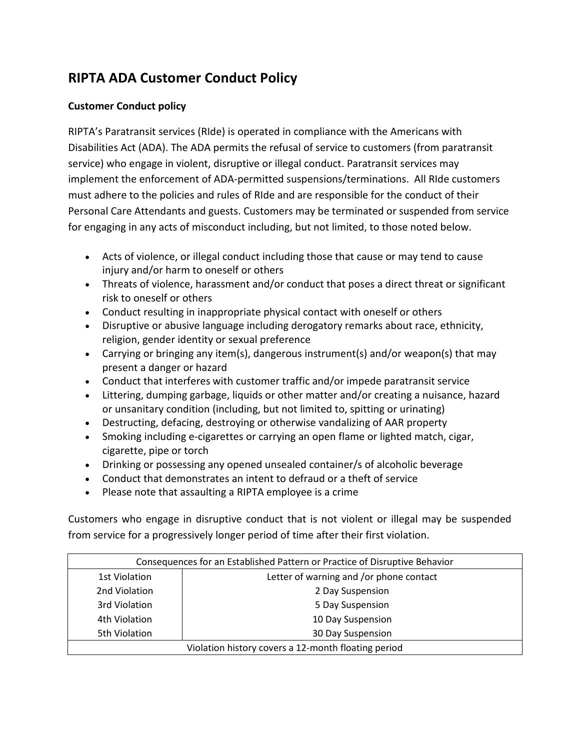# RIPTA ADA Customer Conduct Policy

### Customer Conduct policy

RIPTA's Paratransit services (RIde) is operated in compliance with the Americans with Disabilities Act (ADA). The ADA permits the refusal of service to customers (from paratransit service) who engage in violent, disruptive or illegal conduct. Paratransit services may implement the enforcement of ADA-permitted suspensions/terminations. All RIde customers must adhere to the policies and rules of RIde and are responsible for the conduct of their Personal Care Attendants and guests. Customers may be terminated or suspended from service for engaging in any acts of misconduct including, but not limited, to those noted below.

- Acts of violence, or illegal conduct including those that cause or may tend to cause injury and/or harm to oneself or others
- Threats of violence, harassment and/or conduct that poses a direct threat or significant risk to oneself or others
- Conduct resulting in inappropriate physical contact with oneself or others
- Disruptive or abusive language including derogatory remarks about race, ethnicity, religion, gender identity or sexual preference
- Carrying or bringing any item(s), dangerous instrument(s) and/or weapon(s) that may present a danger or hazard
- Conduct that interferes with customer traffic and/or impede paratransit service
- Littering, dumping garbage, liquids or other matter and/or creating a nuisance, hazard or unsanitary condition (including, but not limited to, spitting or urinating)
- Destructing, defacing, destroying or otherwise vandalizing of AAR property
- Smoking including e-cigarettes or carrying an open flame or lighted match, cigar, cigarette, pipe or torch
- Drinking or possessing any opened unsealed container/s of alcoholic beverage
- Conduct that demonstrates an intent to defraud or a theft of service
- Please note that assaulting a RIPTA employee is a crime

Customers who engage in disruptive conduct that is not violent or illegal may be suspended from service for a progressively longer period of time after their first violation.

| Consequences for an Established Pattern or Practice of Disruptive Behavior | |
|---|---|
| 1st Violation | Letter of warning and /or phone contact |
| 2nd Violation | 2 Day Suspension |
| 3rd Violation | 5 Day Suspension |
| 4th Violation | 10 Day Suspension |
| 5th Violation | 30 Day Suspension |
| Violation history covers a 12-month floating period | |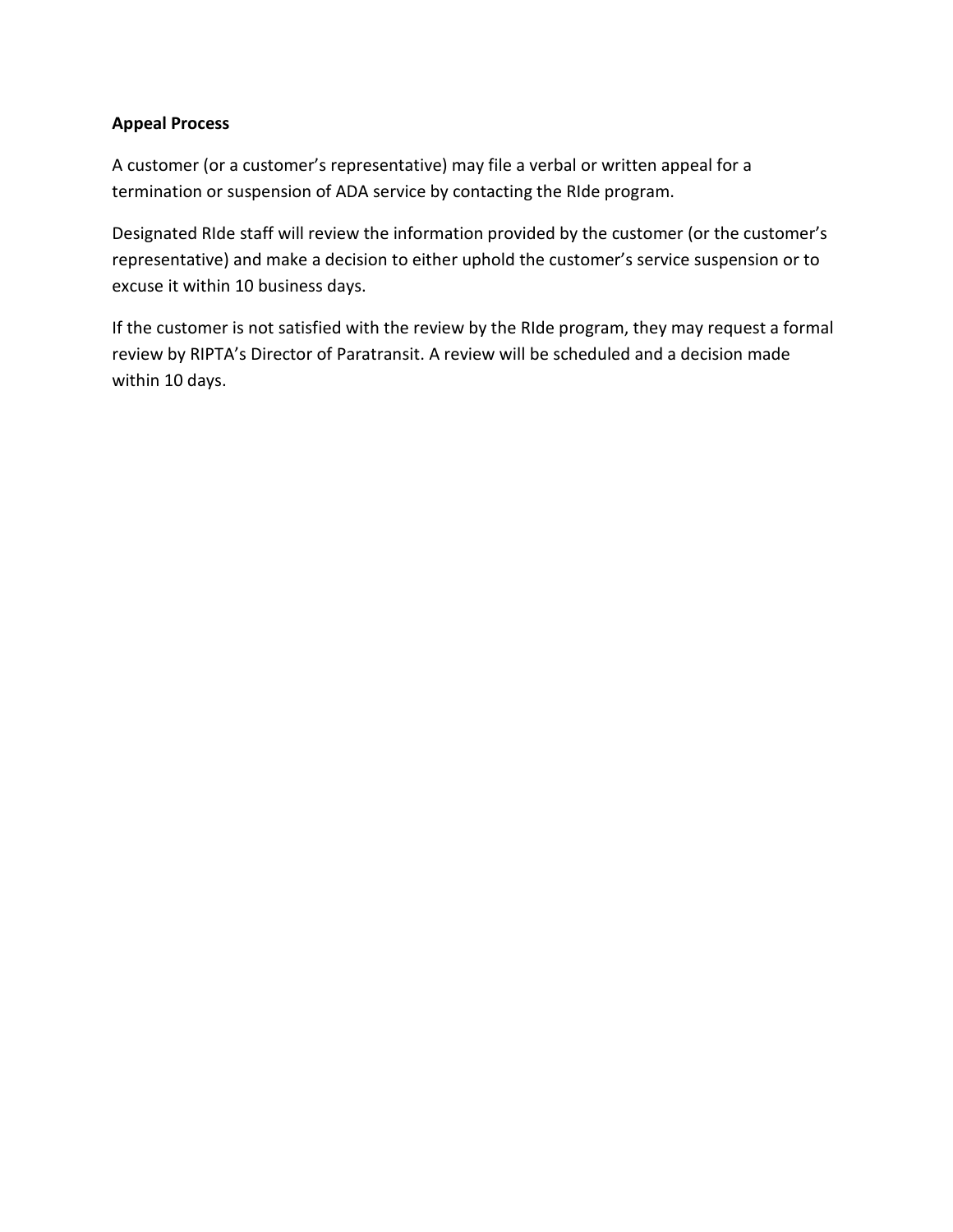**Appeal Process**

A customer (or a customer's representative) may file a verbal or written appeal for a termination or suspension of ADA service by contacting the RIde program.

Designated RIde staff will review the information provided by the customer (or the customer's representative) and make a decision to either uphold the customer's service suspension or to excuse it within 10 business days.

If the customer is not satisfied with the review by the RIde program, they may request a formal review by RIPTA's Director of Paratransit. A review will be scheduled and a decision made within 10 days.